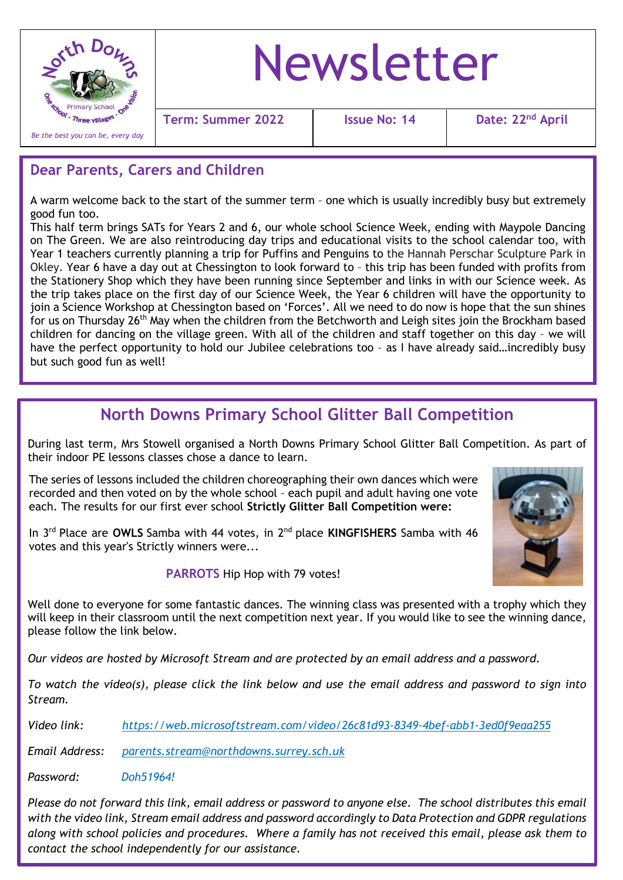North Downs Primary School – One school - Three villages - One vision

*Be the best you can be, every day*

# Newsletter

| Term: Summer 2022 | Issue No: 14 | Date: 22nd April |
|---|---|---|

## Dear Parents, Carers and Children

A warm welcome back to the start of the summer term – one which is usually incredibly busy but extremely good fun too.

This half term brings SATs for Years 2 and 6, our whole school Science Week, ending with Maypole Dancing on The Green. We are also reintroducing day trips and educational visits to the school calendar too, with Year 1 teachers currently planning a trip for Puffins and Penguins to the Hannah Perschar Sculpture Park in Okley. Year 6 have a day out at Chessington to look forward to – this trip has been funded with profits from the Stationery Shop which they have been running since September and links in with our Science week. As the trip takes place on the first day of our Science Week, the Year 6 children will have the opportunity to join a Science Workshop at Chessington based on 'Forces'. All we need to do now is hope that the sun shines for us on Thursday 26th May when the children from the Betchworth and Leigh sites join the Brockham based children for dancing on the village green. With all of the children and staff together on this day – we will have the perfect opportunity to hold our Jubilee celebrations too – as I have already said…incredibly busy but such good fun as well!

## North Downs Primary School Glitter Ball Competition

During last term, Mrs Stowell organised a North Downs Primary School Glitter Ball Competition. As part of their indoor PE lessons classes chose a dance to learn.

The series of lessons included the children choreographing their own dances which were recorded and then voted on by the whole school – each pupil and adult having one vote each. The results for our first ever school **Strictly Glitter Ball Competition were:**

In 3rd Place are **OWLS** Samba with 44 votes, in 2nd place **KINGFISHERS** Samba with 46 votes and this year's Strictly winners were...

**PARROTS** Hip Hop with 79 votes!

Well done to everyone for some fantastic dances. The winning class was presented with a trophy which they will keep in their classroom until the next competition next year. If you would like to see the winning dance, please follow the link below.

*Our videos are hosted by Microsoft Stream and are protected by an email address and a password.*

*To watch the video(s), please click the link below and use the email address and password to sign into Stream.*

*Video link:* *https://web.microsoftstream.com/video/26c81d93-8349-4bef-abb1-3ed0f9eaa255*

*Email Address:* *parents.stream@northdowns.surrey.sch.uk*

*Password:* *Doh51964!*

*Please do not forward this link, email address or password to anyone else. The school distributes this email with the video link, Stream email address and password accordingly to Data Protection and GDPR regulations along with school policies and procedures. Where a family has not received this email, please ask them to contact the school independently for our assistance.*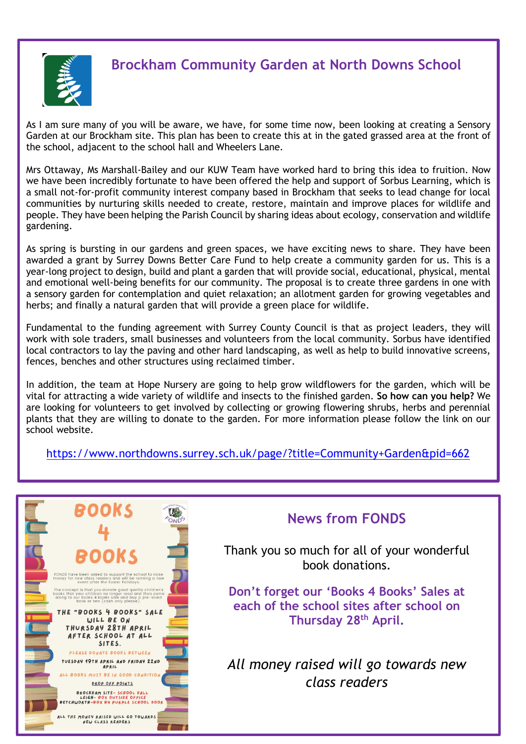## Brockham Community Garden at North Downs School

As I am sure many of you will be aware, we have, for some time now, been looking at creating a Sensory Garden at our Brockham site. This plan has been to create this at in the gated grassed area at the front of the school, adjacent to the school hall and Wheelers Lane.

Mrs Ottaway, Ms Marshall-Bailey and our KUW Team have worked hard to bring this idea to fruition. Now we have been incredibly fortunate to have been offered the help and support of Sorbus Learning, which is a small not-for-profit community interest company based in Brockham that seeks to lead change for local communities by nurturing skills needed to create, restore, maintain and improve places for wildlife and people. They have been helping the Parish Council by sharing ideas about ecology, conservation and wildlife gardening.

As spring is bursting in our gardens and green spaces, we have exciting news to share. They have been awarded a grant by Surrey Downs Better Care Fund to help create a community garden for us. This is a year-long project to design, build and plant a garden that will provide social, educational, physical, mental and emotional well-being benefits for our community. The proposal is to create three gardens in one with a sensory garden for contemplation and quiet relaxation; an allotment garden for growing vegetables and herbs; and finally a natural garden that will provide a green place for wildlife.

Fundamental to the funding agreement with Surrey County Council is that as project leaders, they will work with sole traders, small businesses and volunteers from the local community. Sorbus have identified local contractors to lay the paving and other hard landscaping, as well as help to build innovative screens, fences, benches and other structures using reclaimed timber.

In addition, the team at Hope Nursery are going to help grow wildflowers for the garden, which will be vital for attracting a wide variety of wildlife and insects to the finished garden. **So how can you help?** We are looking for volunteers to get involved by collecting or growing flowering shrubs, herbs and perennial plants that they are willing to donate to the garden. For more information please follow the link on our school website.

https://www.northdowns.surrey.sch.uk/page/?title=Community+Garden&pid=662

# BOOKS 4 BOOKS

FONDS have been asked to support the school to raise money for new class readers and will be running a new event after the Easter holidays.

The concept is that you donate good quality children's books that your children no longer read and then come along to our Books 4 Books sale and buy a pre-loved book or two (cash only please).

**THE "BOOKS 4 BOOKS" SALE WILL BE ON THURSDAY 28TH APRIL AFTER SCHOOL AT ALL SITES.**

PLEASE DONATE BOOKS BETWEEN TUESDAY 19TH APRIL AND FRIDAY 22ND APRIL

ALL BOOKS MUST BE IN GOOD CONDITION

DROP OFF POINTS

BROCKHAM SITE- SCHOOL HALL
LEIGH- BOX OUTSIDE OFFICE
BETCHWORTH-BOX BY PURPLE SCHOOL DOOR

ALL THE MONEY RAISED WILL GO TOWARDS NEW CLASS READERS

## News from FONDS

Thank you so much for all of your wonderful book donations.

**Don't forget our 'Books 4 Books' Sales at each of the school sites after school on Thursday 28th April.**

*All money raised will go towards new class readers*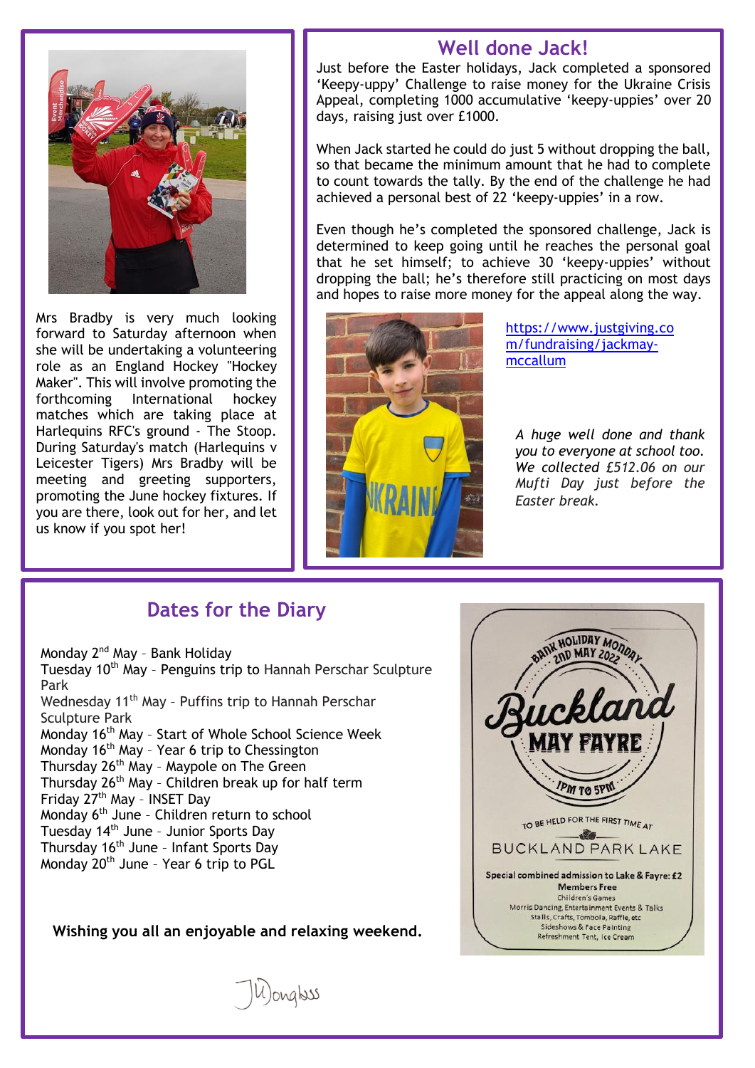Mrs Bradby is very much looking forward to Saturday afternoon when she will be undertaking a volunteering role as an England Hockey "Hockey Maker". This will involve promoting the forthcoming International hockey matches which are taking place at Harlequins RFC's ground - The Stoop. During Saturday's match (Harlequins v Leicester Tigers) Mrs Bradby will be meeting and greeting supporters, promoting the June hockey fixtures. If you are there, look out for her, and let us know if you spot her!

## Well done Jack!

Just before the Easter holidays, Jack completed a sponsored 'Keepy-uppy' Challenge to raise money for the Ukraine Crisis Appeal, completing 1000 accumulative 'keepy-uppies' over 20 days, raising just over £1000.

When Jack started he could do just 5 without dropping the ball, so that became the minimum amount that he had to complete to count towards the tally. By the end of the challenge he had achieved a personal best of 22 'keepy-uppies' in a row.

Even though he's completed the sponsored challenge, Jack is determined to keep going until he reaches the personal goal that he set himself; to achieve 30 'keepy-uppies' without dropping the ball; he's therefore still practicing on most days and hopes to raise more money for the appeal along the way.

https://www.justgiving.com/fundraising/jackmay-mccallum

*A huge well done and thank you to everyone at school too. We collected £512.06 on our Mufti Day just before the Easter break.*

## Dates for the Diary

Monday 2nd May – Bank Holiday
Tuesday 10th May – Penguins trip to Hannah Perschar Sculpture Park
Wednesday 11th May – Puffins trip to Hannah Perschar Sculpture Park
Monday 16th May - Start of Whole School Science Week
Monday 16th May - Year 6 trip to Chessington
Thursday 26th May - Maypole on The Green
Thursday 26th May - Children break up for half term
Friday 27th May - INSET Day
Monday 6th June – Children return to school
Tuesday 14th June – Junior Sports Day
Thursday 16th June – Infant Sports Day
Monday 20th June - Year 6 trip to PGL

BANK HOLIDAY MONDAY 2ND MAY 2022
Buckland MAY FAYRE
1PM TO 5PM
TO BE HELD FOR THE FIRST TIME AT
BUCKLAND PARK LAKE
Special combined admission to Lake & Fayre: £2
Members Free
Children's Games
Morris Dancing, Entertainment Events & Talks
Stalls, Crafts, Tombola, Raffle, etc
Sideshows & Face Painting
Refreshment Tent, Ice Cream

**Wishing you all an enjoyable and relaxing weekend.**

J Douglass